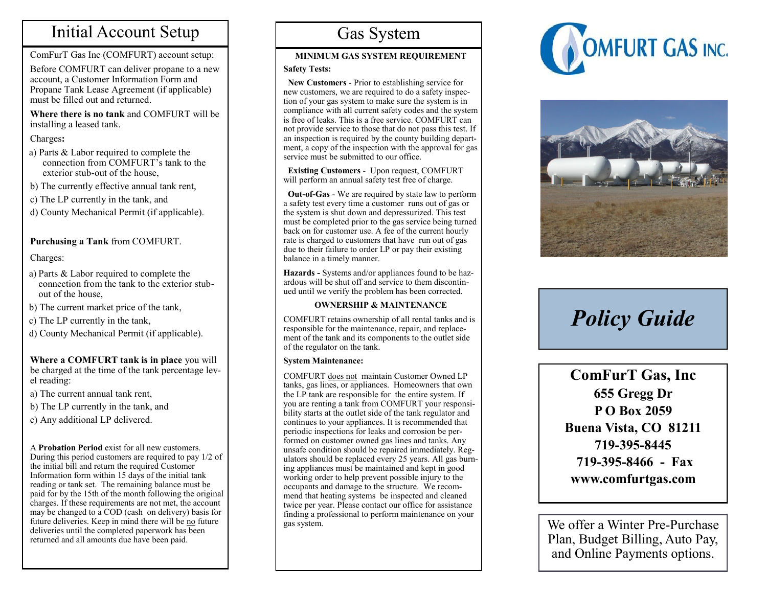# Initial Account Setup

ComFurT Gas Inc (COMFURT) account setup:

Before COMFURT can deliver propane to a new account, a Customer Information Form and Propane Tank Lease Agreement (if applicable) must be filled out and returned.

**Where there is no tank** and COMFURT will be installing a leased tank.

Charges**:**

a) Parts & Labor required to complete the connection from COMFURT's tank to the exterior stub-out of the house,

b) The currently effective annual tank rent,

c) The LP currently in the tank, and

d) County Mechanical Permit (if applicable).

**Purchasing a Tank** from COMFURT.

Charges:

a) Parts & Labor required to complete the connection from the tank to the exterior stub-out of the house,

b) The current market price of the tank,

c) The LP currently in the tank,

d) County Mechanical Permit (if applicable).

**Where a COMFURT tank is in place** you will be charged at the time of the tank percentage level reading:

a) The current annual tank rent,

b) The LP currently in the tank, and

c) Any additional LP delivered.

A **Probation Period** exist for all new customers. During this period customers are required to pay 1/2 of the initial bill and return the required Customer Information form within 15 days of the initial tank reading or tank set. The remaining balance must be paid for by the 15th of the month following the original charges. If these requirements are not met, the account may be changed to a COD (cash on delivery) basis for future deliveries. Keep in mind there will be no future deliveries until the completed paperwork has been returned and all amounts due have been paid.

# Gas System

**MINIMUM GAS SYSTEM REQUIREMENT**

**Safety Tests:**

**New Customers** - Prior to establishing service for new customers, we are required to do a safety inspection of your gas system to make sure the system is in compliance with all current safety codes and the system is free of leaks. This is a free service. COMFURT can not provide service to those that do not pass this test. If an inspection is required by the county building department, a copy of the inspection with the approval for gas service must be submitted to our office.

**Existing Customers** - Upon request, COMFURT will perform an annual safety test free of charge.

**Out-of-Gas** - We are required by state law to perform a safety test every time a customer runs out of gas or the system is shut down and depressurized. This test must be completed prior to the gas service being turned back on for customer use. A fee of the current hourly rate is charged to customers that have run out of gas due to their failure to order LP or pay their existing balance in a timely manner.

**Hazards -** Systems and/or appliances found to be hazardous will be shut off and service to them discontinued until we verify the problem has been corrected.

**OWNERSHIP & MAINTENANCE**

COMFURT retains ownership of all rental tanks and is responsible for the maintenance, repair, and replacement of the tank and its components to the outlet side of the regulator on the tank.

**System Maintenance:**

COMFURT does not maintain Customer Owned LP tanks, gas lines, or appliances. Homeowners that own the LP tank are responsible for the entire system. If you are renting a tank from COMFURT your responsibility starts at the outlet side of the tank regulator and continues to your appliances. It is recommended that periodic inspections for leaks and corrosion be performed on customer owned gas lines and tanks. Any unsafe condition should be repaired immediately. Regulators should be replaced every 25 years. All gas burning appliances must be maintained and kept in good working order to help prevent possible injury to the occupants and damage to the structure. We recommend that heating systems be inspected and cleaned twice per year. Please contact our office for assistance finding a professional to perform maintenance on your gas system.

COMFURT GAS INC.

# *Policy Guide*

**ComFurT Gas, Inc**
**655 Gregg Dr**
**P O Box 2059**
**Buena Vista, CO 81211**
**719-395-8445**
**719-395-8466 - Fax**
**www.comfurtgas.com**

We offer a Winter Pre-Purchase Plan, Budget Billing, Auto Pay, and Online Payments options.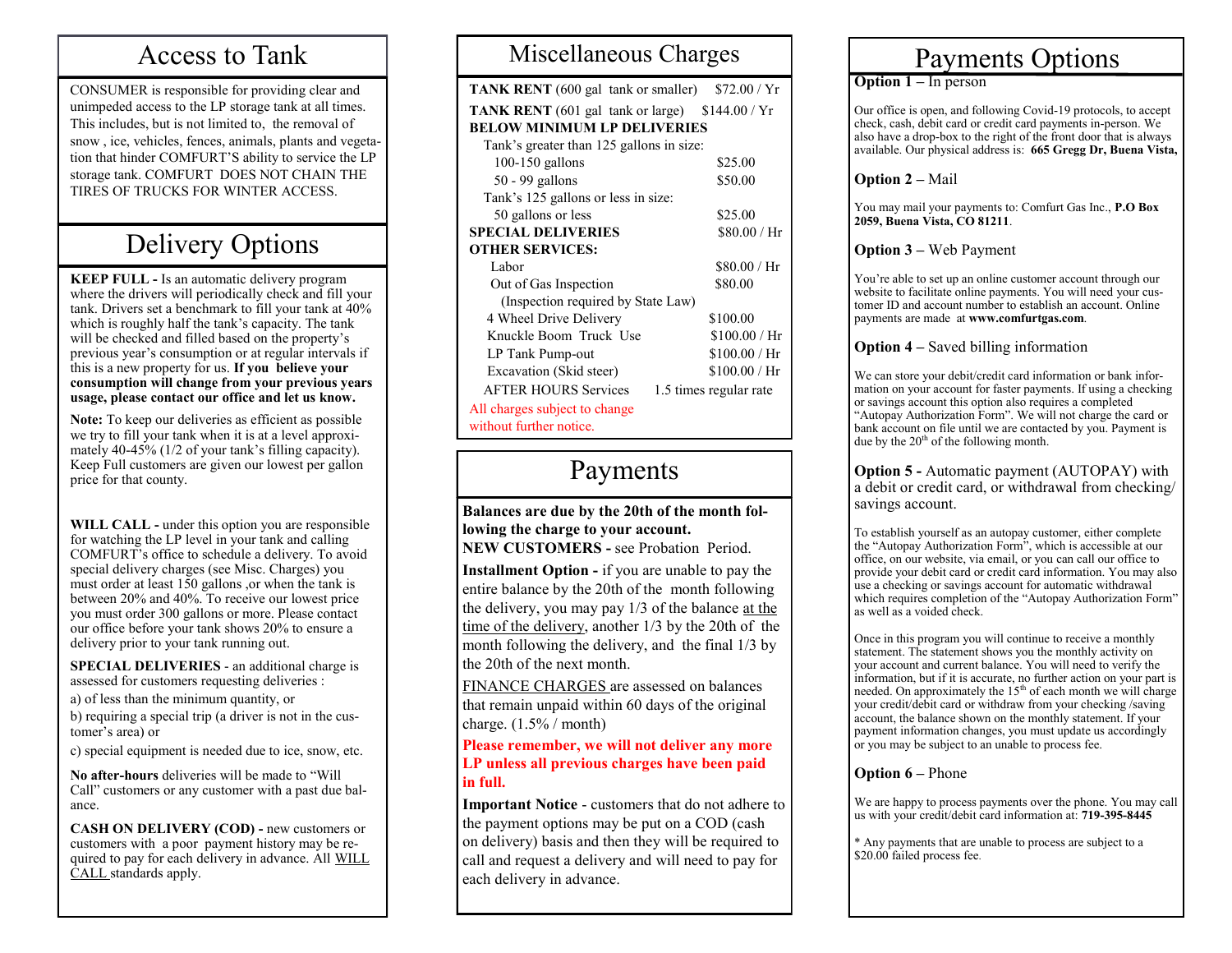# Access to Tank

CONSUMER is responsible for providing clear and unimpeded access to the LP storage tank at all times. This includes, but is not limited to, the removal of snow , ice, vehicles, fences, animals, plants and vegetation that hinder COMFURT'S ability to service the LP storage tank. COMFURT DOES NOT CHAIN THE TIRES OF TRUCKS FOR WINTER ACCESS.

# Delivery Options

**KEEP FULL -** Is an automatic delivery program where the drivers will periodically check and fill your tank. Drivers set a benchmark to fill your tank at 40% which is roughly half the tank's capacity. The tank will be checked and filled based on the property's previous year's consumption or at regular intervals if this is a new property for us. **If you believe your consumption will change from your previous years usage, please contact our office and let us know.**

**Note:** To keep our deliveries as efficient as possible we try to fill your tank when it is at a level approximately 40-45% (1/2 of your tank's filling capacity). Keep Full customers are given our lowest per gallon price for that county.

**WILL CALL -** under this option you are responsible for watching the LP level in your tank and calling COMFURT's office to schedule a delivery. To avoid special delivery charges (see Misc. Charges) you must order at least 150 gallons ,or when the tank is between 20% and 40%. To receive our lowest price you must order 300 gallons or more. Please contact our office before your tank shows 20% to ensure a delivery prior to your tank running out.

**SPECIAL DELIVERIES** - an additional charge is assessed for customers requesting deliveries :

a) of less than the minimum quantity, or

b) requiring a special trip (a driver is not in the customer's area) or

c) special equipment is needed due to ice, snow, etc.

**No after-hours** deliveries will be made to "Will Call" customers or any customer with a past due balance.

**CASH ON DELIVERY (COD) -** new customers or customers with a poor payment history may be required to pay for each delivery in advance. All WILL CALL standards apply.

# Miscellaneous Charges

| | |
|---|---|
| **TANK RENT** (600 gal tank or smaller) | $72.00 / Yr |
| **TANK RENT** (601 gal tank or large) | $144.00 / Yr |
| **BELOW MINIMUM LP DELIVERIES** | |
| Tank's greater than 125 gallons in size: | |
| 100-150 gallons | $25.00 |
| 50 - 99 gallons | $50.00 |
| Tank's 125 gallons or less in size: | |
| 50 gallons or less | $25.00 |
| **SPECIAL DELIVERIES** | $80.00 / Hr |
| **OTHER SERVICES:** | |
| Labor | $80.00 / Hr |
| Out of Gas Inspection (Inspection required by State Law) | $80.00 |
| 4 Wheel Drive Delivery | $100.00 |
| Knuckle Boom Truck Use | $100.00 / Hr |
| LP Tank Pump-out | $100.00 / Hr |
| Excavation (Skid steer) | $100.00 / Hr |
| AFTER HOURS Services | 1.5 times regular rate |

All charges subject to change without further notice.

# Payments

**Balances are due by the 20th of the month following the charge to your account.**

**NEW CUSTOMERS -** see Probation Period.

**Installment Option -** if you are unable to pay the entire balance by the 20th of the month following the delivery, you may pay 1/3 of the balance at the time of the delivery, another 1/3 by the 20th of the month following the delivery, and the final 1/3 by the 20th of the next month.

FINANCE CHARGES are assessed on balances that remain unpaid within 60 days of the original charge. (1.5% / month)

**Please remember, we will not deliver any more LP unless all previous charges have been paid in full.**

**Important Notice** - customers that do not adhere to the payment options may be put on a COD (cash on delivery) basis and then they will be required to call and request a delivery and will need to pay for each delivery in advance.

# Payments Options

**Option 1 –** In person

Our office is open, and following Covid-19 protocols, to accept check, cash, debit card or credit card payments in-person. We also have a drop-box to the right of the front door that is always available. Our physical address is: **665 Gregg Dr, Buena Vista,**

**Option 2 –** Mail

You may mail your payments to: Comfurt Gas Inc., **P.O Box 2059, Buena Vista, CO 81211**.

**Option 3 –** Web Payment

You're able to set up an online customer account through our website to facilitate online payments. You will need your customer ID and account number to establish an account. Online payments are made at **www.comfurtgas.com**.

**Option 4 –** Saved billing information

We can store your debit/credit card information or bank information on your account for faster payments. If using a checking or savings account this option also requires a completed "Autopay Authorization Form". We will not charge the card or bank account on file until we are contacted by you. Payment is due by the 20th of the following month.

**Option 5 -** Automatic payment (AUTOPAY) with a debit or credit card, or withdrawal from checking/ savings account.

To establish yourself as an autopay customer, either complete the "Autopay Authorization Form", which is accessible at our office, on our website, via email, or you can call our office to provide your debit card or credit card information. You may also use a checking or savings account for automatic withdrawal which requires completion of the "Autopay Authorization Form" as well as a voided check.

Once in this program you will continue to receive a monthly statement. The statement shows you the monthly activity on your account and current balance. You will need to verify the information, but if it is accurate, no further action on your part is needed. On approximately the 15th of each month we will charge your credit/debit card or withdraw from your checking /saving account, the balance shown on the monthly statement. If your payment information changes, you must update us accordingly or you may be subject to an unable to process fee.

**Option 6 –** Phone

We are happy to process payments over the phone. You may call us with your credit/debit card information at: **719-395-8445**

\* Any payments that are unable to process are subject to a $20.00 failed process fee.